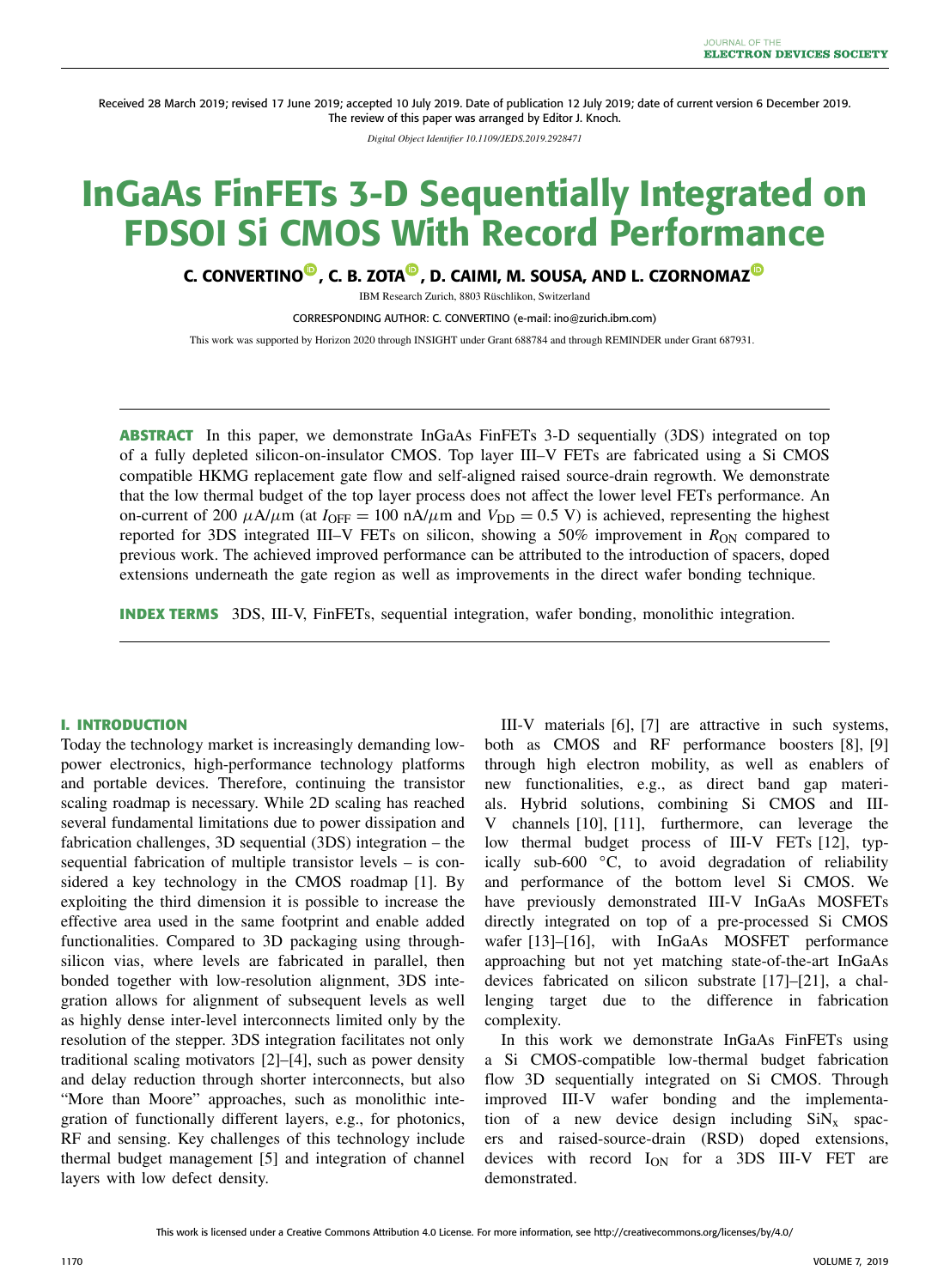Received 28 March 2019; revised 17 June 2019; accepted 10 July 2019. Date of publication 12 July 2019; date of current version 6 December 2019.
The review of this paper was arranged by Editor J. Knoch.

*Digital Object Identifier 10.1109/JEDS.2019.2928471*

# InGaAs FinFETs 3-D Sequentially Integrated on FDSOI Si CMOS With Record Performance

**C. CONVERTINO, C. B. ZOTA, D. CAIMI, M. SOUSA, AND L. CZORNOMAZ**

IBM Research Zurich, 8803 Rüschlikon, Switzerland

CORRESPONDING AUTHOR: C. CONVERTINO (e-mail: ino@zurich.ibm.com)

This work was supported by Horizon 2020 through INSIGHT under Grant 688784 and through REMINDER under Grant 687931.

**ABSTRACT** In this paper, we demonstrate InGaAs FinFETs 3-D sequentially (3DS) integrated on top of a fully depleted silicon-on-insulator CMOS. Top layer III–V FETs are fabricated using a Si CMOS compatible HKMG replacement gate flow and self-aligned raised source-drain regrowth. We demonstrate that the low thermal budget of the top layer process does not affect the lower level FETs performance. An on-current of 200 $\mu$A/$\mu$m (at $I_{OFF}$ = 100 nA/$\mu$m and $V_{DD}$ = 0.5 V) is achieved, representing the highest reported for 3DS integrated III–V FETs on silicon, showing a 50% improvement in $R_{ON}$ compared to previous work. The achieved improved performance can be attributed to the introduction of spacers, doped extensions underneath the gate region as well as improvements in the direct wafer bonding technique.

**INDEX TERMS** 3DS, III-V, FinFETs, sequential integration, wafer bonding, monolithic integration.

## I. INTRODUCTION

Today the technology market is increasingly demanding low-power electronics, high-performance technology platforms and portable devices. Therefore, continuing the transistor scaling roadmap is necessary. While 2D scaling has reached several fundamental limitations due to power dissipation and fabrication challenges, 3D sequential (3DS) integration – the sequential fabrication of multiple transistor levels – is considered a key technology in the CMOS roadmap [1]. By exploiting the third dimension it is possible to increase the effective area used in the same footprint and enable added functionalities. Compared to 3D packaging using through-silicon vias, where levels are fabricated in parallel, then bonded together with low-resolution alignment, 3DS integration allows for alignment of subsequent levels as well as highly dense inter-level interconnects limited only by the resolution of the stepper. 3DS integration facilitates not only traditional scaling motivators [2]–[4], such as power density and delay reduction through shorter interconnects, but also "More than Moore" approaches, such as monolithic integration of functionally different layers, e.g., for photonics, RF and sensing. Key challenges of this technology include thermal budget management [5] and integration of channel layers with low defect density.

III-V materials [6], [7] are attractive in such systems, both as CMOS and RF performance boosters [8], [9] through high electron mobility, as well as enablers of new functionalities, e.g., as direct band gap materials. Hybrid solutions, combining Si CMOS and III-V channels [10], [11], furthermore, can leverage the low thermal budget process of III-V FETs [12], typically sub-600 °C, to avoid degradation of reliability and performance of the bottom level Si CMOS. We have previously demonstrated III-V InGaAs MOSFETs directly integrated on top of a pre-processed Si CMOS wafer [13]–[16], with InGaAs MOSFET performance approaching but not yet matching state-of-the-art InGaAs devices fabricated on silicon substrate [17]–[21], a challenging target due to the difference in fabrication complexity.

In this work we demonstrate InGaAs FinFETs using a Si CMOS-compatible low-thermal budget fabrication flow 3D sequentially integrated on Si CMOS. Through improved III-V wafer bonding and the implementation of a new device design including $SiN_x$ spacers and raised-source-drain (RSD) doped extensions, devices with record $I_{ON}$ for a 3DS III-V FET are demonstrated.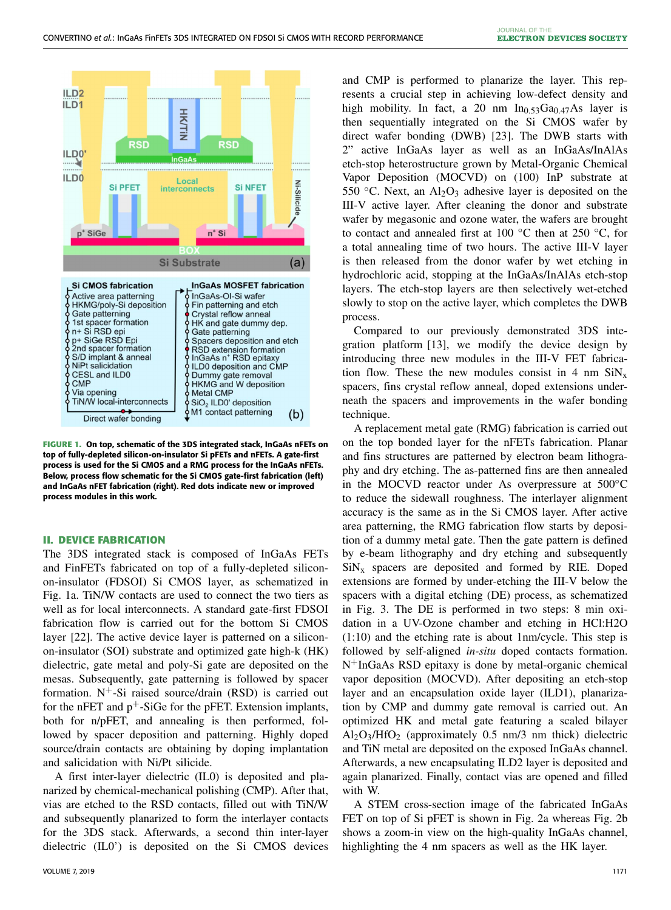FIGURE 1. **On top, schematic of the 3DS integrated stack, InGaAs nFETs on top of fully-depleted silicon-on-insulator Si pFETs and nFETs. A gate-first process is used for the Si CMOS and a RMG process for the InGaAs nFETs. Below, process flow schematic for the Si CMOS gate-first fabrication (left) and InGaAs nFET fabrication (right). Red dots indicate new or improved process modules in this work.**

## II. DEVICE FABRICATION

The 3DS integrated stack is composed of InGaAs FETs and FinFETs fabricated on top of a fully-depleted silicon-on-insulator (FDSOI) Si CMOS layer, as schematized in Fig. 1a. TiN/W contacts are used to connect the two tiers as well as for local interconnects. A standard gate-first FDSOI fabrication flow is carried out for the bottom Si CMOS layer [22]. The active device layer is patterned on a silicon-on-insulator (SOI) substrate and optimized gate high-k (HK) dielectric, gate metal and poly-Si gate are deposited on the mesas. Subsequently, gate patterning is followed by spacer formation. $N^+$-Si raised source/drain (RSD) is carried out for the nFET and $p^+$-SiGe for the pFET. Extension implants, both for n/pFET, and annealing is then performed, followed by spacer deposition and patterning. Highly doped source/drain contacts are obtaining by doping implantation and salicidation with Ni/Pt silicide.

A first inter-layer dielectric (IL0) is deposited and planarized by chemical-mechanical polishing (CMP). After that, vias are etched to the RSD contacts, filled out with TiN/W and subsequently planarized to form the interlayer contacts for the 3DS stack. Afterwards, a second thin inter-layer dielectric (IL0') is deposited on the Si CMOS devices and CMP is performed to planarize the layer. This represents a crucial step in achieving low-defect density and high mobility. In fact, a 20 nm $In_{0.53}Ga_{0.47}As$ layer is then sequentially integrated on the Si CMOS wafer by direct wafer bonding (DWB) [23]. The DWB starts with 2" active InGaAs layer as well as an InGaAs/InAlAs etch-stop heterostructure grown by Metal-Organic Chemical Vapor Deposition (MOCVD) on (100) InP substrate at 550 °C. Next, an $Al_2O_3$ adhesive layer is deposited on the III-V active layer. After cleaning the donor and substrate wafer by megasonic and ozone water, the wafers are brought to contact and annealed first at 100 °C then at 250 °C, for a total annealing time of two hours. The active III-V layer is then released from the donor wafer by wet etching in hydrochloric acid, stopping at the InGaAs/InAlAs etch-stop layers. The etch-stop layers are then selectively wet-etched slowly to stop on the active layer, which completes the DWB process.

Compared to our previously demonstrated 3DS integration platform [13], we modify the device design by introducing three new modules in the III-V FET fabrication flow. These the new modules consist in 4 nm $SiN_x$ spacers, fins crystal reflow anneal, doped extensions underneath the spacers and improvements in the wafer bonding technique.

A replacement metal gate (RMG) fabrication is carried out on the top bonded layer for the nFETs fabrication. Planar and fins structures are patterned by electron beam lithography and dry etching. The as-patterned fins are then annealed in the MOCVD reactor under As overpressure at 500°C to reduce the sidewall roughness. The interlayer alignment accuracy is the same as in the Si CMOS layer. After active area patterning, the RMG fabrication flow starts by deposition of a dummy metal gate. Then the gate pattern is defined by e-beam lithography and dry etching and subsequently $SiN_x$ spacers are deposited and formed by RIE. Doped extensions are formed by under-etching the III-V below the spacers with a digital etching (DE) process, as schematized in Fig. 3. The DE is performed in two steps: 8 min oxidation in a UV-Ozone chamber and etching in HCl:H2O (1:10) and the etching rate is about 1nm/cycle. This step is followed by self-aligned *in-situ* doped contacts formation. $N^+$InGaAs RSD epitaxy is done by metal-organic chemical vapor deposition (MOCVD). After depositing an etch-stop layer and an encapsulation oxide layer (ILD1), planarization by CMP and dummy gate removal is carried out. An optimized HK and metal gate featuring a scaled bilayer $Al_2O_3/HfO_2$ (approximately 0.5 nm/3 nm thick) dielectric and TiN metal are deposited on the exposed InGaAs channel. Afterwards, a new encapsulating ILD2 layer is deposited and again planarized. Finally, contact vias are opened and filled with W.

A STEM cross-section image of the fabricated InGaAs FET on top of Si pFET is shown in Fig. 2a whereas Fig. 2b shows a zoom-in view on the high-quality InGaAs channel, highlighting the 4 nm spacers as well as the HK layer.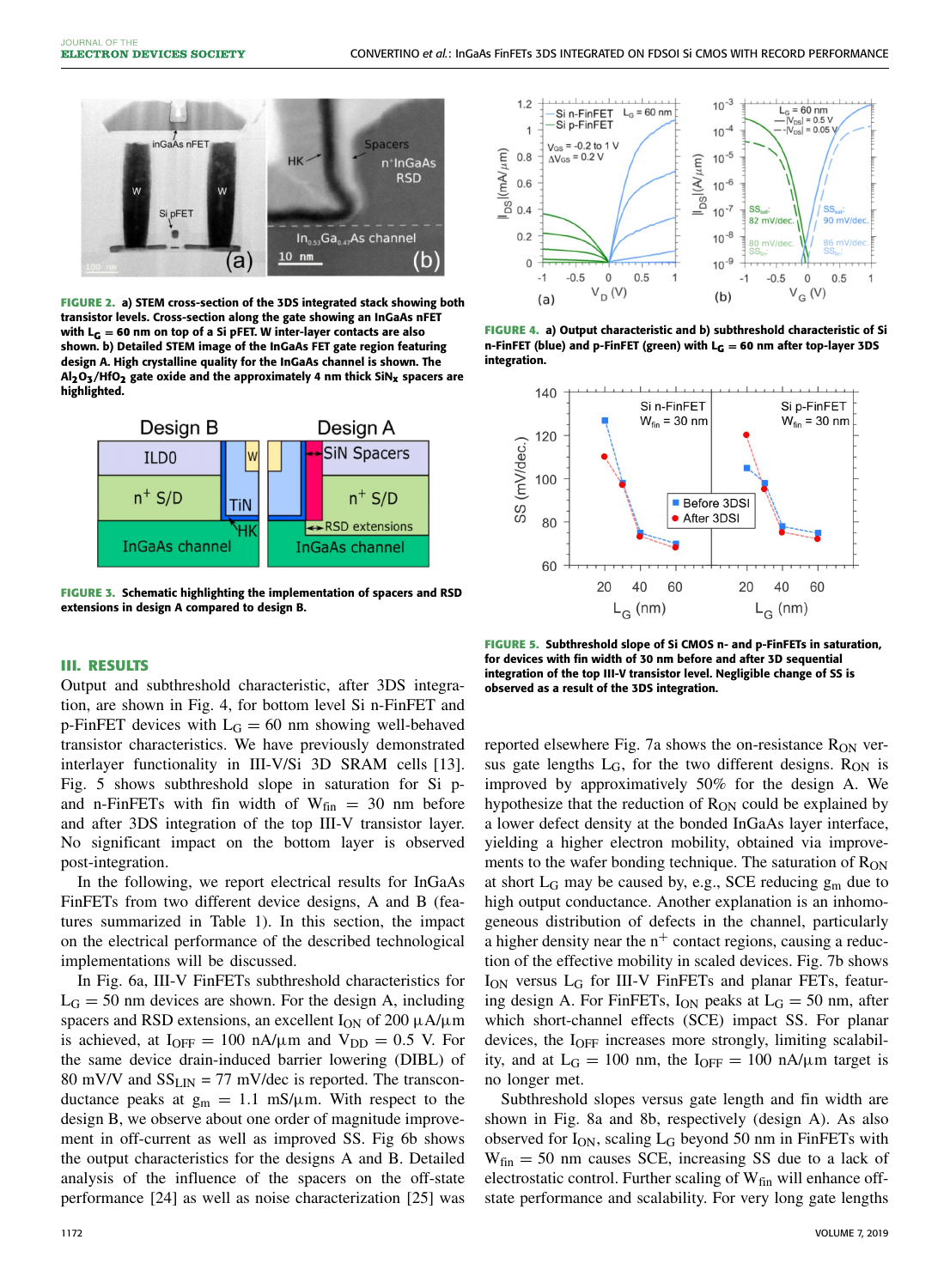FIGURE 2. a) STEM cross-section of the 3DS integrated stack showing both transistor levels. Cross-section along the gate showing an InGaAs nFET with $L_G = 60$ nm on top of a Si pFET. W inter-layer contacts are also shown. b) Detailed STEM image of the InGaAs FET gate region featuring design A. High crystalline quality for the InGaAs channel is shown. The $Al_2O_3/HfO_2$ gate oxide and the approximately 4 nm thick $SiN_x$ spacers are highlighted.

FIGURE 3. Schematic highlighting the implementation of spacers and RSD extensions in design A compared to design B.

FIGURE 4. a) Output characteristic and b) subthreshold characteristic of Si n-FinFET (blue) and p-FinFET (green) with $L_G = 60$ nm after top-layer 3DS integration.

FIGURE 5. Subthreshold slope of Si CMOS n- and p-FinFETs in saturation, for devices with fin width of 30 nm before and after 3D sequential integration of the top III-V transistor level. Negligible change of SS is observed as a result of the 3DS integration.

## III. RESULTS

Output and subthreshold characteristic, after 3DS integration, are shown in Fig. 4, for bottom level Si n-FinFET and p-FinFET devices with $L_G = 60$ nm showing well-behaved transistor characteristics. We have previously demonstrated interlayer functionality in III-V/Si 3D SRAM cells [13]. Fig. 5 shows subthreshold slope in saturation for Si p- and n-FinFETs with fin width of $W_{fin} = 30$ nm before and after 3DS integration of the top III-V transistor layer. No significant impact on the bottom layer is observed post-integration.

In the following, we report electrical results for InGaAs FinFETs from two different device designs, A and B (features summarized in Table 1). In this section, the impact on the electrical performance of the described technological implementations will be discussed.

In Fig. 6a, III-V FinFETs subthreshold characteristics for $L_G = 50$ nm devices are shown. For the design A, including spacers and RSD extensions, an excellent $I_{ON}$ of 200 $\mu$A/$\mu$m is achieved, at $I_{OFF} = 100$ nA/$\mu$m and $V_{DD} = 0.5$ V. For the same device drain-induced barrier lowering (DIBL) of 80 mV/V and $SS_{LIN} = 77$ mV/dec is reported. The transconductance peaks at $g_m = 1.1$ mS/$\mu$m. With respect to the design B, we observe about one order of magnitude improvement in off-current as well as improved SS. Fig 6b shows the output characteristics for the designs A and B. Detailed analysis of the influence of the spacers on the off-state performance [24] as well as noise characterization [25] was reported elsewhere Fig. 7a shows the on-resistance $R_{ON}$ versus gate lengths $L_G$, for the two different designs. $R_{ON}$ is improved by approximatively 50% for the design A. We hypothesize that the reduction of $R_{ON}$ could be explained by a lower defect density at the bonded InGaAs layer interface, yielding a higher electron mobility, obtained via improvements to the wafer bonding technique. The saturation of $R_{ON}$ at short $L_G$ may be caused by, e.g., SCE reducing $g_m$ due to high output conductance. Another explanation is an inhomogeneous distribution of defects in the channel, particularly a higher density near the $n^+$ contact regions, causing a reduction of the effective mobility in scaled devices. Fig. 7b shows $I_{ON}$ versus $L_G$ for III-V FinFETs and planar FETs, featuring design A. For FinFETs, $I_{ON}$ peaks at $L_G = 50$ nm, after which short-channel effects (SCE) impact SS. For planar devices, the $I_{OFF}$ increases more strongly, limiting scalability, and at $L_G = 100$ nm, the $I_{OFF} = 100$ nA/$\mu$m target is no longer met.

Subthreshold slopes versus gate length and fin width are shown in Fig. 8a and 8b, respectively (design A). As also observed for $I_{ON}$, scaling $L_G$ beyond 50 nm in FinFETs with $W_{fin} = 50$ nm causes SCE, increasing SS due to a lack of electrostatic control. Further scaling of $W_{fin}$ will enhance off-state performance and scalability. For very long gate lengths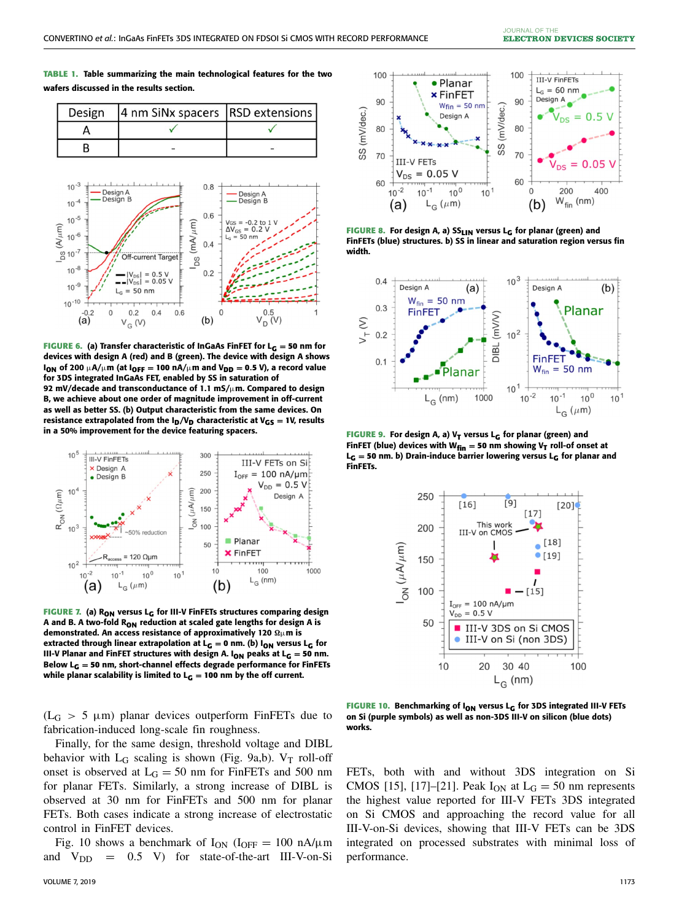**TABLE 1. Table summarizing the main technological features for the two wafers discussed in the results section.**

| Design | 4 nm SiNx spacers | RSD extensions |
|---|---|---|
| A | ✓ | ✓ |
| B | - | - |

**FIGURE 6.** (a) Transfer characteristic of InGaAs FinFET for $L_G = 50$ nm for devices with design A (red) and B (green). The device with design A shows $I_{ON}$ of 200 μA/μm (at $I_{OFF} = 100$ nA/μm and $V_{DD} = 0.5$ V), a record value for 3DS integrated InGaAs FET, enabled by SS in saturation of 92 mV/decade and transconductance of 1.1 mS/μm. Compared to design B, we achieve about one order of magnitude improvement in off-current as well as better SS. (b) Output characteristic from the same devices. On resistance extrapolated from the $I_D/V_D$ characteristic at $V_{GS} = 1$V, results in a 50% improvement for the device featuring spacers.

**FIGURE 7.** (a) $R_{ON}$ versus $L_G$ for III-V FinFETs structures comparing design A and B. A two-fold $R_{ON}$ reduction at scaled gate lengths for design A is demonstrated. An access resistance of approximately 120 Ωμm is extracted through linear extrapolation at $L_G = 0$ nm. (b) $I_{ON}$ versus $L_G$ for III-V Planar and FinFET structures with design A. $I_{ON}$ peaks at $L_G = 50$ nm. Below $L_G = 50$ nm, short-channel effects degrade performance for FinFETs while planar scalability is limited to $L_G = 100$ nm by the off current.

($L_G > 5$ μm) planar devices outperform FinFETs due to fabrication-induced long-scale fin roughness.

Finally, for the same design, threshold voltage and DIBL behavior with $L_G$ scaling is shown (Fig. 9a,b). $V_T$ roll-off onset is observed at $L_G = 50$ nm for FinFETs and 500 nm for planar FETs. Similarly, a strong increase of DIBL is observed at 30 nm for FinFETs and 500 nm for planar FETs. Both cases indicate a strong increase of electrostatic control in FinFET devices.

Fig. 10 shows a benchmark of $I_{ON}$ ($I_{OFF} = 100$ nA/μm and $V_{DD} = 0.5$ V) for state-of-the-art III-V-on-Si FETs, both with and without 3DS integration on Si CMOS [15], [17]–[21]. Peak $I_{ON}$ at $L_G = 50$ nm represents the highest value reported for III-V FETs 3DS integrated on Si CMOS and approaching the record value for all III-V-on-Si devices, showing that III-V FETs can be 3DS integrated on processed substrates with minimal loss of performance.

**FIGURE 8.** For design A, a) $SS_{LIN}$ versus $L_G$ for planar (green) and FinFETs (blue) structures. b) SS in linear and saturation region versus fin width.

**FIGURE 9.** For design A, a) $V_T$ versus $L_G$ for planar (green) and FinFET (blue) devices with $W_{fin} = 50$ nm showing $V_T$ roll-of onset at $L_G = 50$ nm. b) Drain-induce barrier lowering versus $L_G$ for planar and FinFETs.

**FIGURE 10.** Benchmarking of $I_{ON}$ versus $L_G$ for 3DS integrated III-V FETs on Si (purple symbols) as well as non-3DS III-V on silicon (blue dots) works.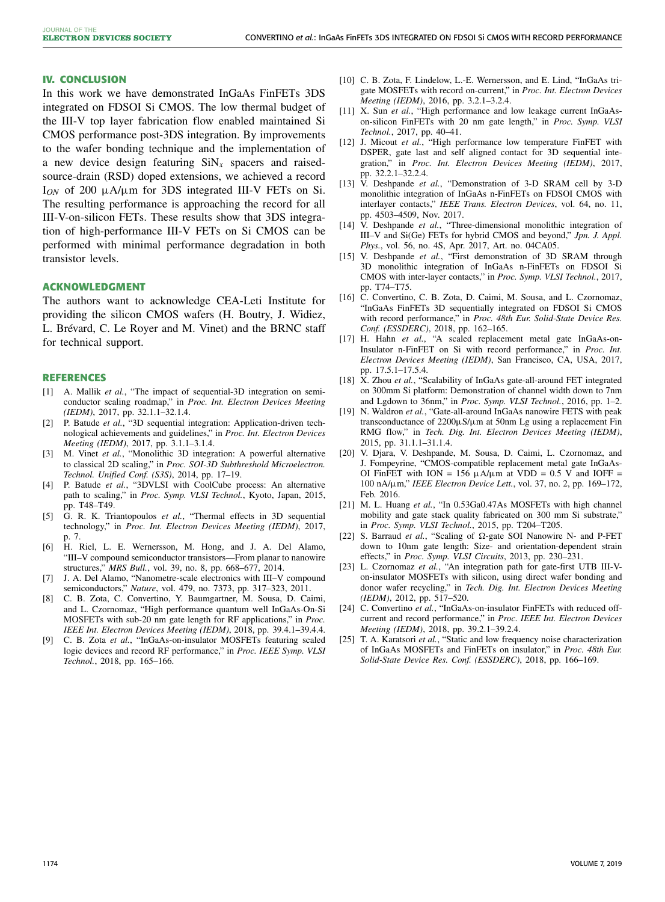## IV. CONCLUSION

In this work we have demonstrated InGaAs FinFETs 3DS integrated on FDSOI Si CMOS. The low thermal budget of the III-V top layer fabrication flow enabled maintained Si CMOS performance post-3DS integration. By improvements to the wafer bonding technique and the implementation of a new device design featuring $SiN_x$ spacers and raised-source-drain (RSD) doped extensions, we achieved a record $I_{ON}$ of 200 μA/μm for 3DS integrated III-V FETs on Si. The resulting performance is approaching the record for all III-V-on-silicon FETs. These results show that 3DS integration of high-performance III-V FETs on Si CMOS can be performed with minimal performance degradation in both transistor levels.

## ACKNOWLEDGMENT

The authors want to acknowledge CEA-Leti Institute for providing the silicon CMOS wafers (H. Boutry, J. Widiez, L. Brévard, C. Le Royer and M. Vinet) and the BRNC staff for technical support.

## REFERENCES

[1] A. Mallik *et al.*, "The impact of sequential-3D integration on semiconductor scaling roadmap," in *Proc. Int. Electron Devices Meeting (IEDM)*, 2017, pp. 32.1.1–32.1.4.

[2] P. Batude *et al.*, "3D sequential integration: Application-driven technological achievements and guidelines," in *Proc. Int. Electron Devices Meeting (IEDM)*, 2017, pp. 3.1.1–3.1.4.

[3] M. Vinet *et al.*, "Monolithic 3D integration: A powerful alternative to classical 2D scaling," in *Proc. SOI-3D Subthreshold Microelectron. Technol. Unified Conf. (S3S)*, 2014, pp. 17–19.

[4] P. Batude *et al.*, "3DVLSI with CoolCube process: An alternative path to scaling," in *Proc. Symp. VLSI Technol.*, Kyoto, Japan, 2015, pp. T48–T49.

[5] G. R. K. Triantopoulos *et al.*, "Thermal effects in 3D sequential technology," in *Proc. Int. Electron Devices Meeting (IEDM)*, 2017, p. 7.

[6] H. Riel, L. E. Wernersson, M. Hong, and J. A. Del Alamo, "III–V compound semiconductor transistors—From planar to nanowire structures," *MRS Bull.*, vol. 39, no. 8, pp. 668–677, 2014.

[7] J. A. Del Alamo, "Nanometre-scale electronics with III–V compound semiconductors," *Nature*, vol. 479, no. 7373, pp. 317–323, 2011.

[8] C. B. Zota, C. Convertino, Y. Baumgartner, M. Sousa, D. Caimi, and L. Czornomaz, "High performance quantum well InGaAs-On-Si MOSFETs with sub-20 nm gate length for RF applications," in *Proc. IEEE Int. Electron Devices Meeting (IEDM)*, 2018, pp. 39.4.1–39.4.4.

[9] C. B. Zota *et al.*, "InGaAs-on-insulator MOSFETs featuring scaled logic devices and record RF performance," in *Proc. IEEE Symp. VLSI Technol.*, 2018, pp. 165–166.

[10] C. B. Zota, F. Lindelow, L.-E. Wernersson, and E. Lind, "InGaAs tri-gate MOSFETs with record on-current," in *Proc. Int. Electron Devices Meeting (IEDM)*, 2016, pp. 3.2.1–3.2.4.

[11] X. Sun *et al.*, "High performance and low leakage current InGaAs-on-silicon FinFETs with 20 nm gate length," in *Proc. Symp. VLSI Technol.*, 2017, pp. 40–41.

[12] J. Micout *et al.*, "High performance low temperature FinFET with DSPER, gate last and self aligned contact for 3D sequential integration," in *Proc. Int. Electron Devices Meeting (IEDM)*, 2017, pp. 32.2.1–32.2.4.

[13] V. Deshpande *et al.*, "Demonstration of 3-D SRAM cell by 3-D monolithic integration of InGaAs n-FinFETs on FDSOI CMOS with interlayer contacts," *IEEE Trans. Electron Devices*, vol. 64, no. 11, pp. 4503–4509, Nov. 2017.

[14] V. Deshpande *et al.*, "Three-dimensional monolithic integration of III–V and Si(Ge) FETs for hybrid CMOS and beyond," *Jpn. J. Appl. Phys.*, vol. 56, no. 4S, Apr. 2017, Art. no. 04CA05.

[15] V. Deshpande *et al.*, "First demonstration of 3D SRAM through 3D monolithic integration of InGaAs n-FinFETs on FDSOI Si CMOS with inter-layer contacts," in *Proc. Symp. VLSI Technol.*, 2017, pp. T74–T75.

[16] C. Convertino, C. B. Zota, D. Caimi, M. Sousa, and L. Czornomaz, "InGaAs FinFETs 3D sequentially integrated on FDSOI Si CMOS with record performance," in *Proc. 48th Eur. Solid-State Device Res. Conf. (ESSDERC)*, 2018, pp. 162–165.

[17] H. Hahn *et al.*, "A scaled replacement metal gate InGaAs-on-Insulator n-FinFET on Si with record performance," in *Proc. Int. Electron Devices Meeting (IEDM)*, San Francisco, CA, USA, 2017, pp. 17.5.1–17.5.4.

[18] X. Zhou *et al.*, "Scalability of InGaAs gate-all-around FET integrated on 300mm Si platform: Demonstration of channel width down to 7nm and Lgdown to 36nm," in *Proc. Symp. VLSI Technol.*, 2016, pp. 1–2.

[19] N. Waldron *et al.*, "Gate-all-around InGaAs nanowire FETS with peak transconductance of 2200μS/μm at 50nm Lg using a replacement Fin RMG flow," in *Tech. Dig. Int. Electron Devices Meeting (IEDM)*, 2015, pp. 31.1.1–31.1.4.

[20] V. Djara, V. Deshpande, M. Sousa, D. Caimi, L. Czornomaz, and J. Fompeyrine, "CMOS-compatible replacement metal gate InGaAs-OI FinFET with ION = 156 μA/μm at VDD = 0.5 V and IOFF = 100 nA/μm," *IEEE Electron Device Lett.*, vol. 37, no. 2, pp. 169–172, Feb. 2016.

[21] M. L. Huang *et al.*, "In 0.53Ga0.47As MOSFETs with high channel mobility and gate stack quality fabricated on 300 mm Si substrate," in *Proc. Symp. VLSI Technol.*, 2015, pp. T204–T205.

[22] S. Barraud *et al.*, "Scaling of Ω-gate SOI Nanowire N- and P-FET down to 10nm gate length: Size- and orientation-dependent strain effects," in *Proc. Symp. VLSI Circuits*, 2013, pp. 230–231.

[23] L. Czornomaz *et al.*, "An integration path for gate-first UTB III-V-on-insulator MOSFETs with silicon, using direct wafer bonding and donor wafer recycling," in *Tech. Dig. Int. Electron Devices Meeting (IEDM)*, 2012, pp. 517–520.

[24] C. Convertino *et al.*, "InGaAs-on-insulator FinFETs with reduced off-current and record performance," in *Proc. IEEE Int. Electron Devices Meeting (IEDM)*, 2018, pp. 39.2.1–39.2.4.

[25] T. A. Karatsori *et al.*, "Static and low frequency noise characterization of InGaAs MOSFETs and FinFETs on insulator," in *Proc. 48th Eur. Solid-State Device Res. Conf. (ESSDERC)*, 2018, pp. 166–169.